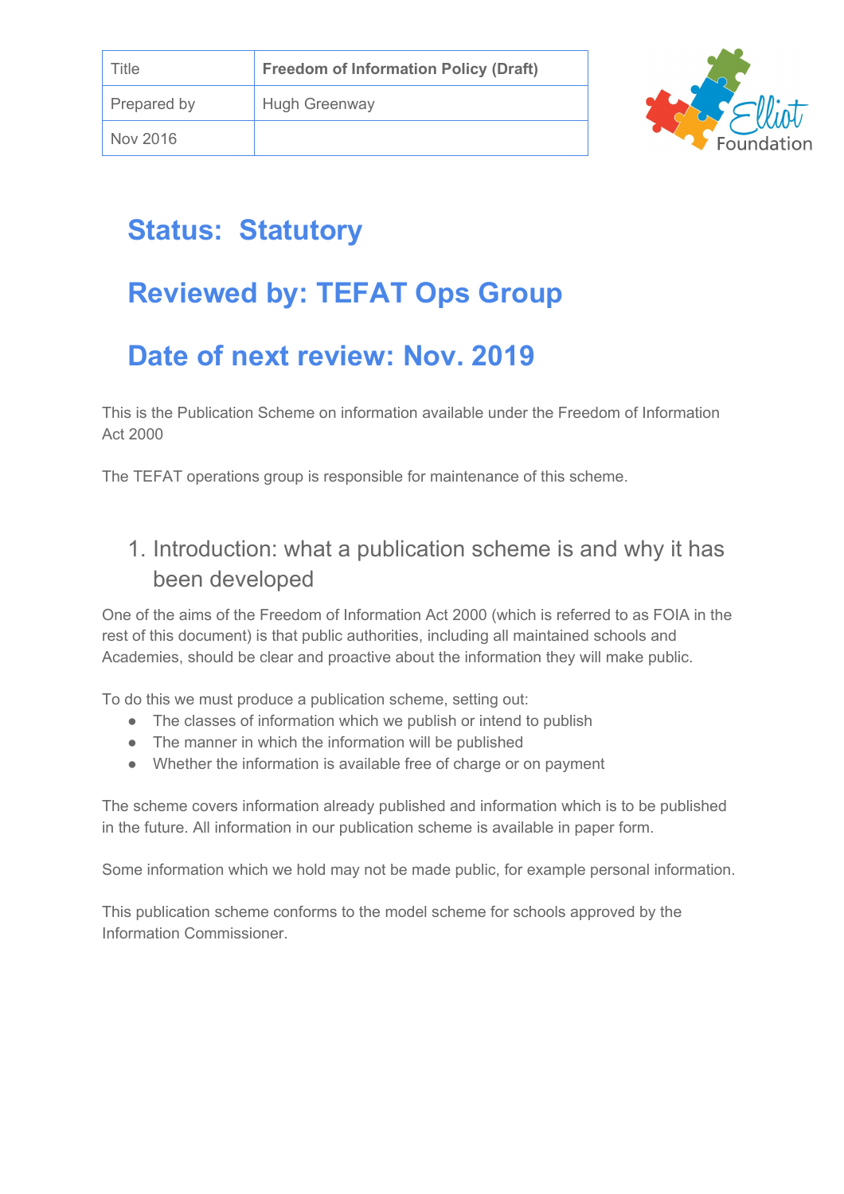| Title | **Freedom of Information Policy (Draft)** |
|---|---|
| Prepared by | Hugh Greenway |
| Nov 2016 | |

# Status: Statutory

# Reviewed by: TEFAT Ops Group

# Date of next review: Nov. 2019

This is the Publication Scheme on information available under the Freedom of Information Act 2000

The TEFAT operations group is responsible for maintenance of this scheme.

## 1. Introduction: what a publication scheme is and why it has been developed

One of the aims of the Freedom of Information Act 2000 (which is referred to as FOIA in the rest of this document) is that public authorities, including all maintained schools and Academies, should be clear and proactive about the information they will make public.

To do this we must produce a publication scheme, setting out:

- The classes of information which we publish or intend to publish
- The manner in which the information will be published
- Whether the information is available free of charge or on payment

The scheme covers information already published and information which is to be published in the future. All information in our publication scheme is available in paper form.

Some information which we hold may not be made public, for example personal information.

This publication scheme conforms to the model scheme for schools approved by the Information Commissioner.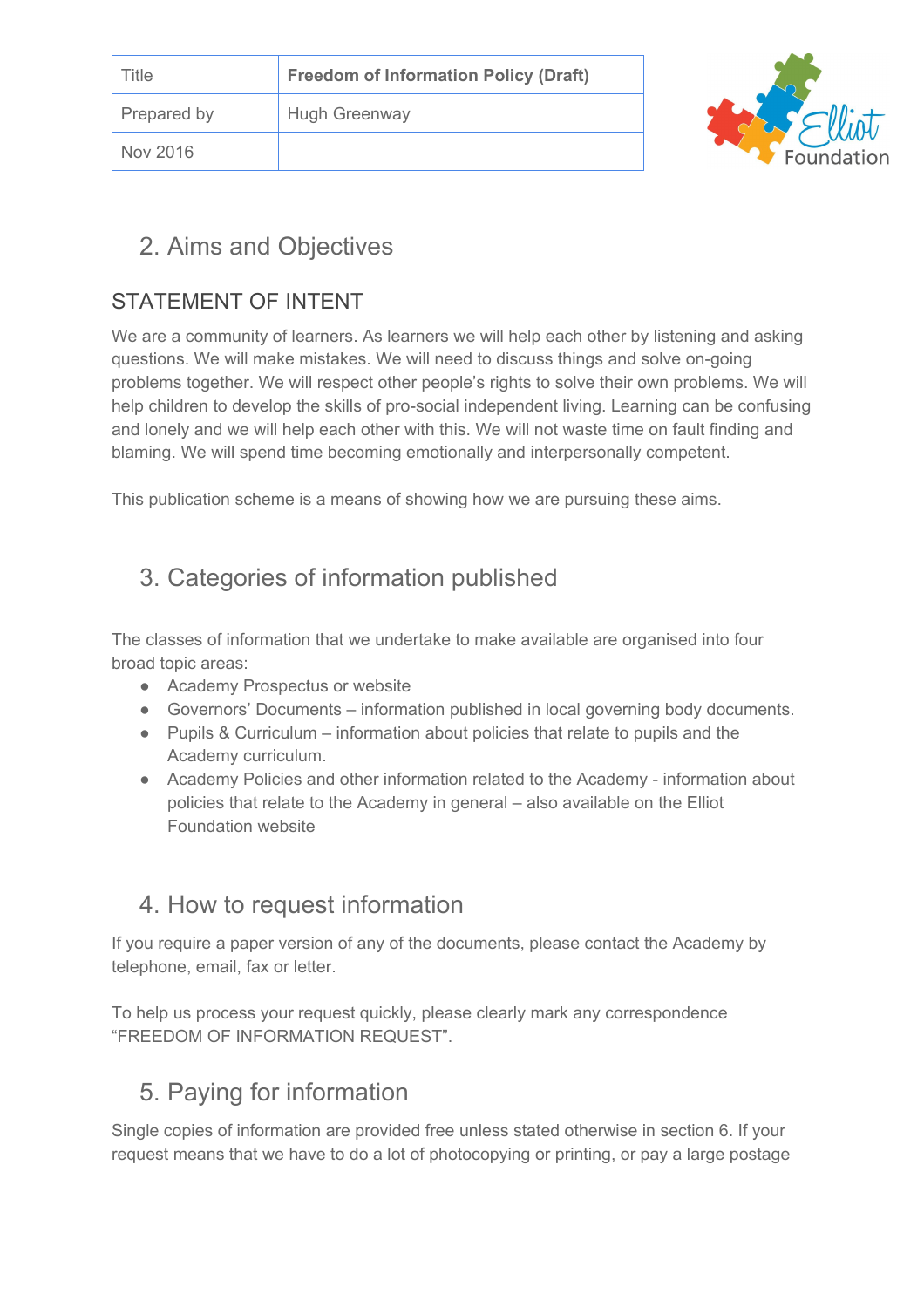| Title | **Freedom of Information Policy (Draft)** |
| --- | --- |
| Prepared by | Hugh Greenway |
| Nov 2016 | |

## 2. Aims and Objectives

### STATEMENT OF INTENT

We are a community of learners. As learners we will help each other by listening and asking questions. We will make mistakes. We will need to discuss things and solve on-going problems together. We will respect other people's rights to solve their own problems. We will help children to develop the skills of pro-social independent living. Learning can be confusing and lonely and we will help each other with this. We will not waste time on fault finding and blaming. We will spend time becoming emotionally and interpersonally competent.

This publication scheme is a means of showing how we are pursuing these aims.

## 3. Categories of information published

The classes of information that we undertake to make available are organised into four broad topic areas:

- Academy Prospectus or website
- Governors' Documents – information published in local governing body documents.
- Pupils & Curriculum – information about policies that relate to pupils and the Academy curriculum.
- Academy Policies and other information related to the Academy - information about policies that relate to the Academy in general – also available on the Elliot Foundation website

## 4. How to request information

If you require a paper version of any of the documents, please contact the Academy by telephone, email, fax or letter.

To help us process your request quickly, please clearly mark any correspondence "FREEDOM OF INFORMATION REQUEST".

## 5. Paying for information

Single copies of information are provided free unless stated otherwise in section 6. If your request means that we have to do a lot of photocopying or printing, or pay a large postage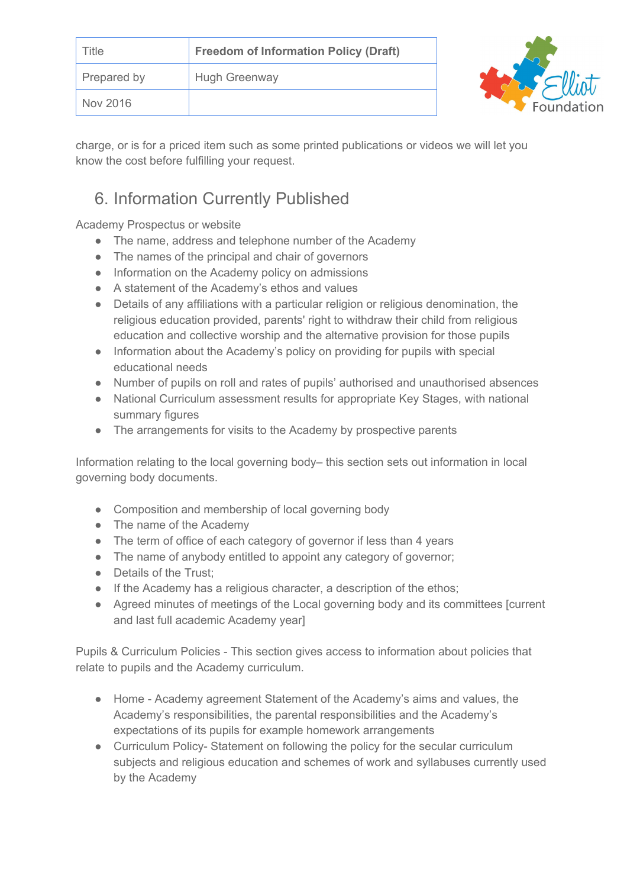charge, or is for a priced item such as some printed publications or videos we will let you know the cost before fulfilling your request.

## 6. Information Currently Published

Academy Prospectus or website

- The name, address and telephone number of the Academy
- The names of the principal and chair of governors
- Information on the Academy policy on admissions
- A statement of the Academy's ethos and values
- Details of any affiliations with a particular religion or religious denomination, the religious education provided, parents' right to withdraw their child from religious education and collective worship and the alternative provision for those pupils
- Information about the Academy's policy on providing for pupils with special educational needs
- Number of pupils on roll and rates of pupils' authorised and unauthorised absences
- National Curriculum assessment results for appropriate Key Stages, with national summary figures
- The arrangements for visits to the Academy by prospective parents

Information relating to the local governing body– this section sets out information in local governing body documents.

- Composition and membership of local governing body
- The name of the Academy
- The term of office of each category of governor if less than 4 years
- The name of anybody entitled to appoint any category of governor;
- Details of the Trust;
- If the Academy has a religious character, a description of the ethos;
- Agreed minutes of meetings of the Local governing body and its committees [current and last full academic Academy year]

Pupils & Curriculum Policies - This section gives access to information about policies that relate to pupils and the Academy curriculum.

- Home - Academy agreement Statement of the Academy's aims and values, the Academy's responsibilities, the parental responsibilities and the Academy's expectations of its pupils for example homework arrangements
- Curriculum Policy- Statement on following the policy for the secular curriculum subjects and religious education and schemes of work and syllabuses currently used by the Academy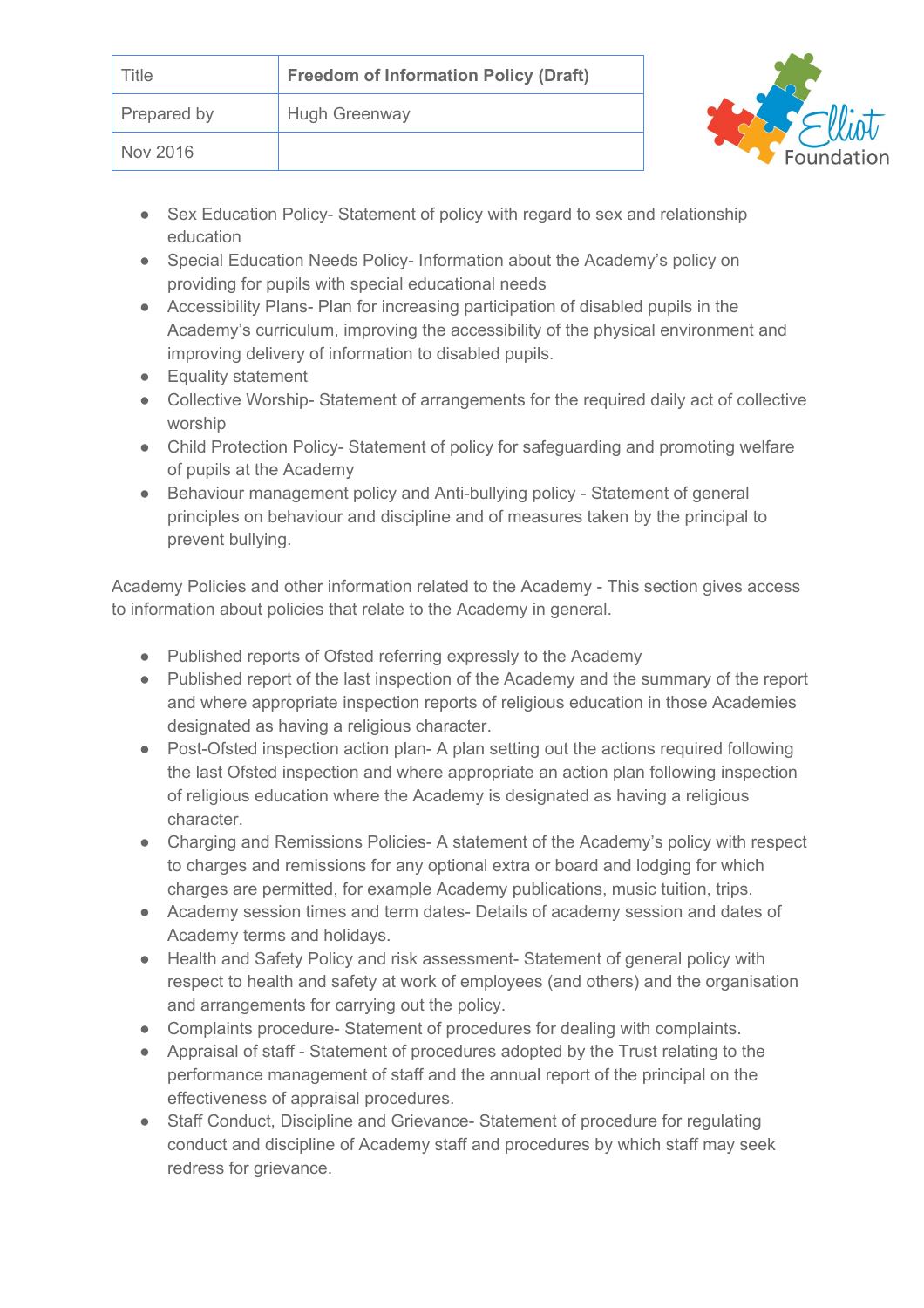- Sex Education Policy- Statement of policy with regard to sex and relationship education
- Special Education Needs Policy- Information about the Academy's policy on providing for pupils with special educational needs
- Accessibility Plans- Plan for increasing participation of disabled pupils in the Academy's curriculum, improving the accessibility of the physical environment and improving delivery of information to disabled pupils.
- Equality statement
- Collective Worship- Statement of arrangements for the required daily act of collective worship
- Child Protection Policy- Statement of policy for safeguarding and promoting welfare of pupils at the Academy
- Behaviour management policy and Anti-bullying policy - Statement of general principles on behaviour and discipline and of measures taken by the principal to prevent bullying.

Academy Policies and other information related to the Academy - This section gives access to information about policies that relate to the Academy in general.

- Published reports of Ofsted referring expressly to the Academy
- Published report of the last inspection of the Academy and the summary of the report and where appropriate inspection reports of religious education in those Academies designated as having a religious character.
- Post-Ofsted inspection action plan- A plan setting out the actions required following the last Ofsted inspection and where appropriate an action plan following inspection of religious education where the Academy is designated as having a religious character.
- Charging and Remissions Policies- A statement of the Academy's policy with respect to charges and remissions for any optional extra or board and lodging for which charges are permitted, for example Academy publications, music tuition, trips.
- Academy session times and term dates- Details of academy session and dates of Academy terms and holidays.
- Health and Safety Policy and risk assessment- Statement of general policy with respect to health and safety at work of employees (and others) and the organisation and arrangements for carrying out the policy.
- Complaints procedure- Statement of procedures for dealing with complaints.
- Appraisal of staff - Statement of procedures adopted by the Trust relating to the performance management of staff and the annual report of the principal on the effectiveness of appraisal procedures.
- Staff Conduct, Discipline and Grievance- Statement of procedure for regulating conduct and discipline of Academy staff and procedures by which staff may seek redress for grievance.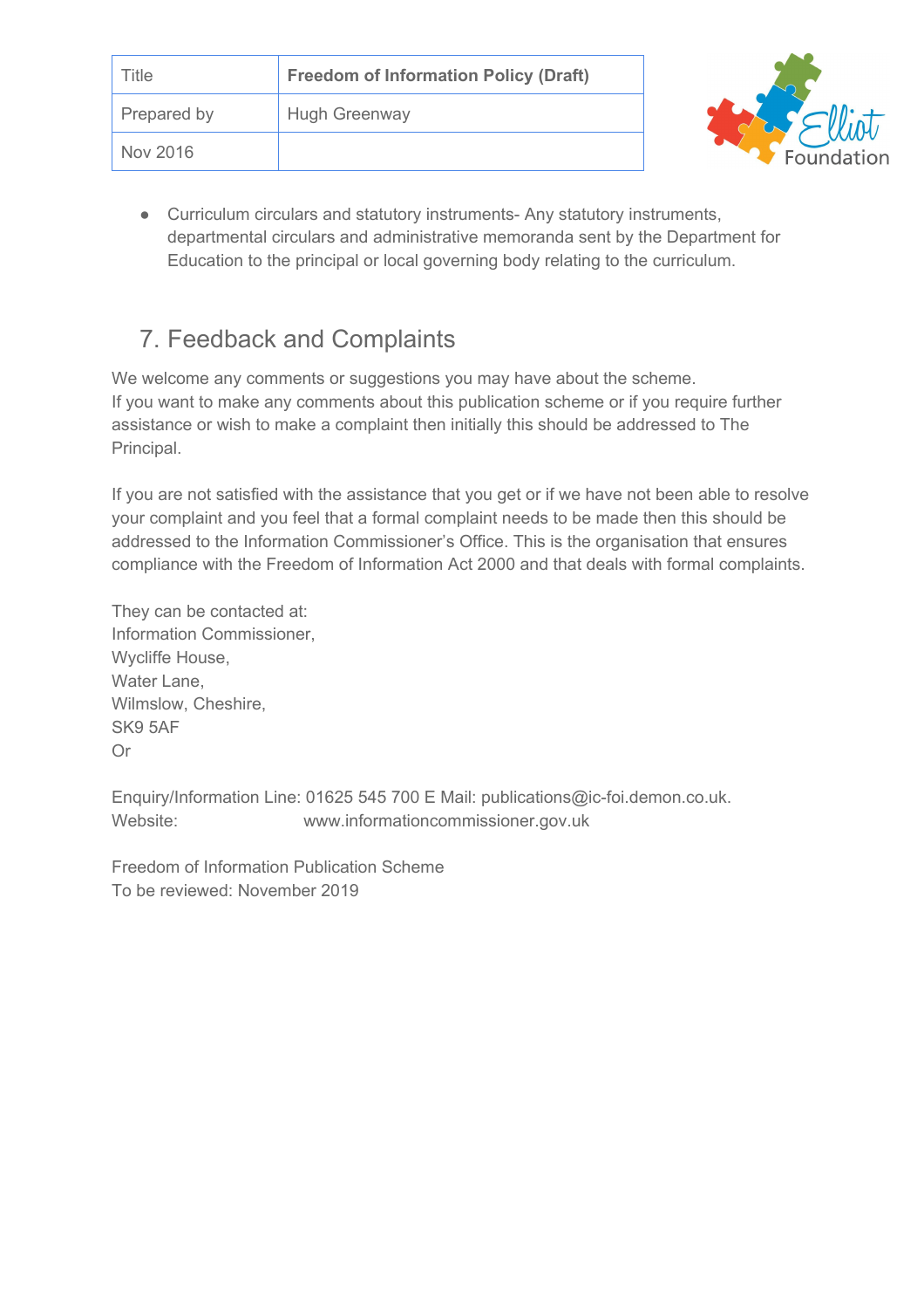- Curriculum circulars and statutory instruments- Any statutory instruments, departmental circulars and administrative memoranda sent by the Department for Education to the principal or local governing body relating to the curriculum.

## 7. Feedback and Complaints

We welcome any comments or suggestions you may have about the scheme.
If you want to make any comments about this publication scheme or if you require further assistance or wish to make a complaint then initially this should be addressed to The Principal.

If you are not satisfied with the assistance that you get or if we have not been able to resolve your complaint and you feel that a formal complaint needs to be made then this should be addressed to the Information Commissioner's Office. This is the organisation that ensures compliance with the Freedom of Information Act 2000 and that deals with formal complaints.

They can be contacted at:
Information Commissioner,
Wycliffe House,
Water Lane,
Wilmslow, Cheshire,
SK9 5AF
Or

Enquiry/Information Line: 01625 545 700 E Mail: publications@ic-foi.demon.co.uk.
Website: www.informationcommissioner.gov.uk

Freedom of Information Publication Scheme
To be reviewed: November 2019